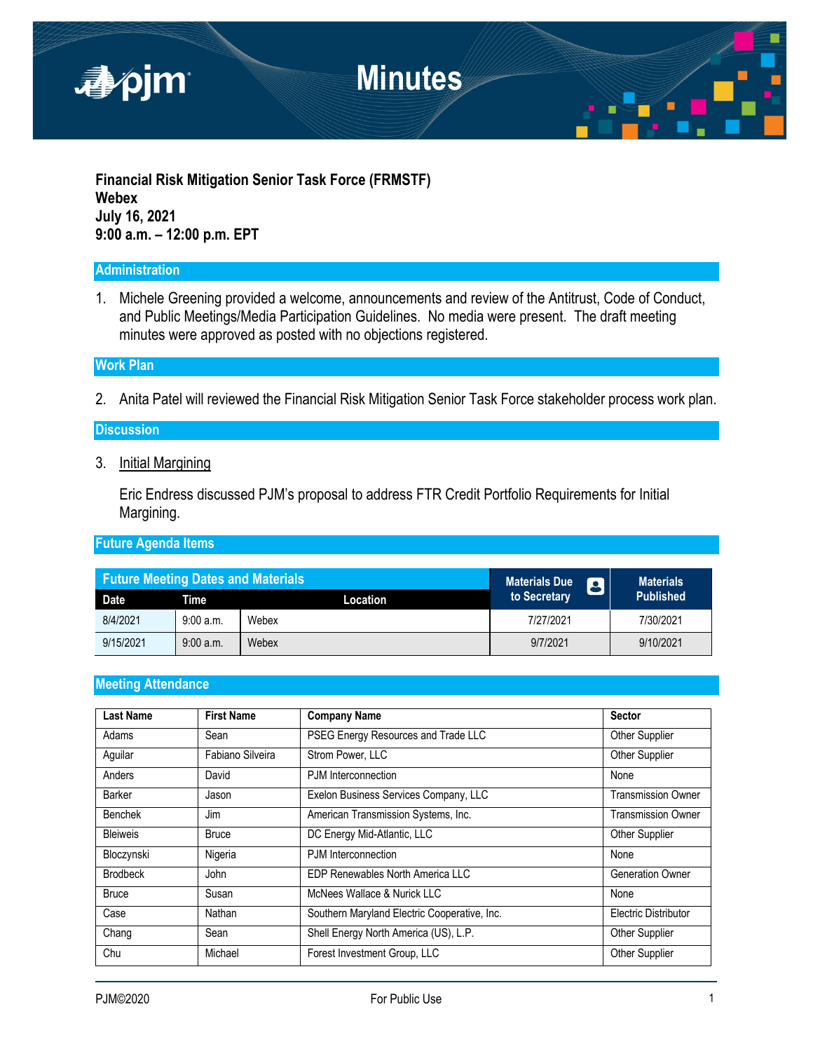# Minutes

**Financial Risk Mitigation Senior Task Force (FRMSTF)**
**Webex**
**July 16, 2021**
**9:00 a.m. – 12:00 p.m. EPT**

## Administration

1. Michele Greening provided a welcome, announcements and review of the Antitrust, Code of Conduct, and Public Meetings/Media Participation Guidelines. No media were present. The draft meeting minutes were approved as posted with no objections registered.

## Work Plan

2. Anita Patel will reviewed the Financial Risk Mitigation Senior Task Force stakeholder process work plan.

## Discussion

3. Initial Margining

   Eric Endress discussed PJM's proposal to address FTR Credit Portfolio Requirements for Initial Margining.

## Future Agenda Items

| Future Meeting Dates and Materials | | | Materials Due to Secretary | Materials Published |
|---|---|---|---|---|
| **Date** | **Time** | **Location** | | |
| 8/4/2021 | 9:00 a.m. | Webex | 7/27/2021 | 7/30/2021 |
| 9/15/2021 | 9:00 a.m. | Webex | 9/7/2021 | 9/10/2021 |

## Meeting Attendance

| Last Name | First Name | Company Name | Sector |
|---|---|---|---|
| Adams | Sean | PSEG Energy Resources and Trade LLC | Other Supplier |
| Aguilar | Fabiano Silveira | Strom Power, LLC | Other Supplier |
| Anders | David | PJM Interconnection | None |
| Barker | Jason | Exelon Business Services Company, LLC | Transmission Owner |
| Benchek | Jim | American Transmission Systems, Inc. | Transmission Owner |
| Bleiweis | Bruce | DC Energy Mid-Atlantic, LLC | Other Supplier |
| Bloczynski | Nigeria | PJM Interconnection | None |
| Brodbeck | John | EDP Renewables North America LLC | Generation Owner |
| Bruce | Susan | McNees Wallace & Nurick LLC | None |
| Case | Nathan | Southern Maryland Electric Cooperative, Inc. | Electric Distributor |
| Chang | Sean | Shell Energy North America (US), L.P. | Other Supplier |
| Chu | Michael | Forest Investment Group, LLC | Other Supplier |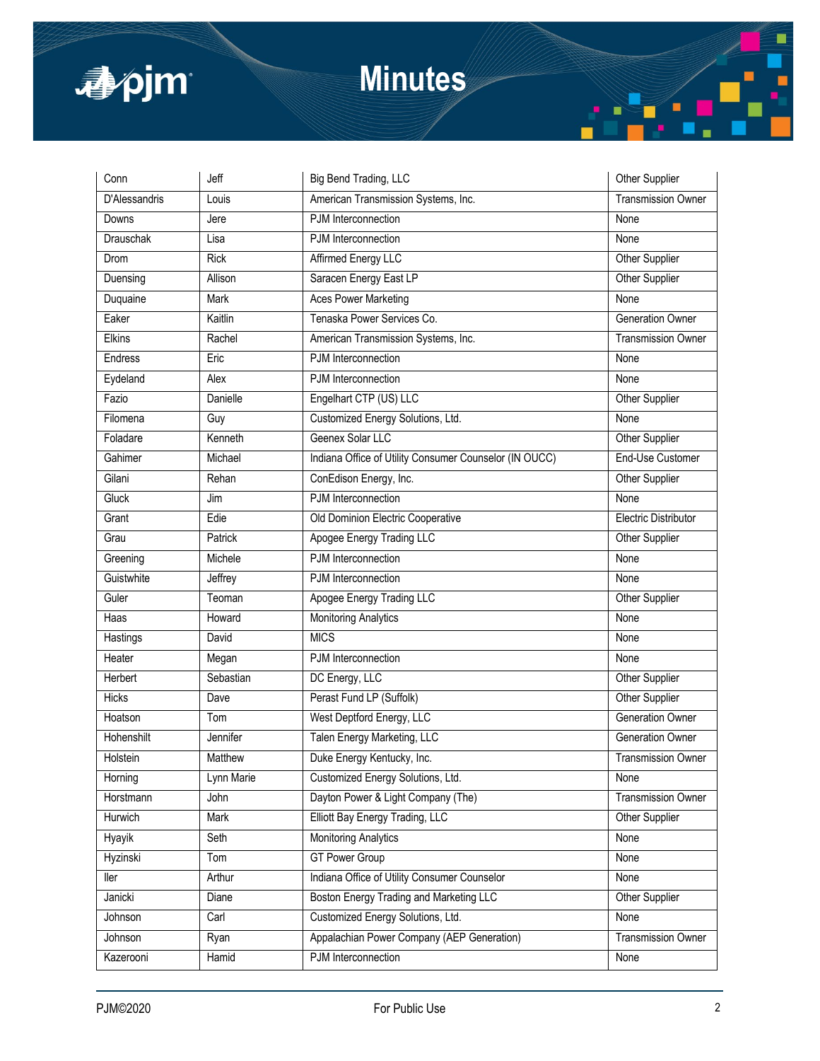| | | | |
|---|---|---|---|
| Conn | Jeff | Big Bend Trading, LLC | Other Supplier |
| D'Alessandris | Louis | American Transmission Systems, Inc. | Transmission Owner |
| Downs | Jere | PJM Interconnection | None |
| Drauschak | Lisa | PJM Interconnection | None |
| Drom | Rick | Affirmed Energy LLC | Other Supplier |
| Duensing | Allison | Saracen Energy East LP | Other Supplier |
| Duquaine | Mark | Aces Power Marketing | None |
| Eaker | Kaitlin | Tenaska Power Services Co. | Generation Owner |
| Elkins | Rachel | American Transmission Systems, Inc. | Transmission Owner |
| Endress | Eric | PJM Interconnection | None |
| Eydeland | Alex | PJM Interconnection | None |
| Fazio | Danielle | Engelhart CTP (US) LLC | Other Supplier |
| Filomena | Guy | Customized Energy Solutions, Ltd. | None |
| Foladare | Kenneth | Geenex Solar LLC | Other Supplier |
| Gahimer | Michael | Indiana Office of Utility Consumer Counselor (IN OUCC) | End-Use Customer |
| Gilani | Rehan | ConEdison Energy, Inc. | Other Supplier |
| Gluck | Jim | PJM Interconnection | None |
| Grant | Edie | Old Dominion Electric Cooperative | Electric Distributor |
| Grau | Patrick | Apogee Energy Trading LLC | Other Supplier |
| Greening | Michele | PJM Interconnection | None |
| Guistwhite | Jeffrey | PJM Interconnection | None |
| Guler | Teoman | Apogee Energy Trading LLC | Other Supplier |
| Haas | Howard | Monitoring Analytics | None |
| Hastings | David | MICS | None |
| Heater | Megan | PJM Interconnection | None |
| Herbert | Sebastian | DC Energy, LLC | Other Supplier |
| Hicks | Dave | Perast Fund LP (Suffolk) | Other Supplier |
| Hoatson | Tom | West Deptford Energy, LLC | Generation Owner |
| Hohenshilt | Jennifer | Talen Energy Marketing, LLC | Generation Owner |
| Holstein | Matthew | Duke Energy Kentucky, Inc. | Transmission Owner |
| Horning | Lynn Marie | Customized Energy Solutions, Ltd. | None |
| Horstmann | John | Dayton Power & Light Company (The) | Transmission Owner |
| Hurwich | Mark | Elliott Bay Energy Trading, LLC | Other Supplier |
| Hyayik | Seth | Monitoring Analytics | None |
| Hyzinski | Tom | GT Power Group | None |
| Iler | Arthur | Indiana Office of Utility Consumer Counselor | None |
| Janicki | Diane | Boston Energy Trading and Marketing LLC | Other Supplier |
| Johnson | Carl | Customized Energy Solutions, Ltd. | None |
| Johnson | Ryan | Appalachian Power Company (AEP Generation) | Transmission Owner |
| Kazerooni | Hamid | PJM Interconnection | None |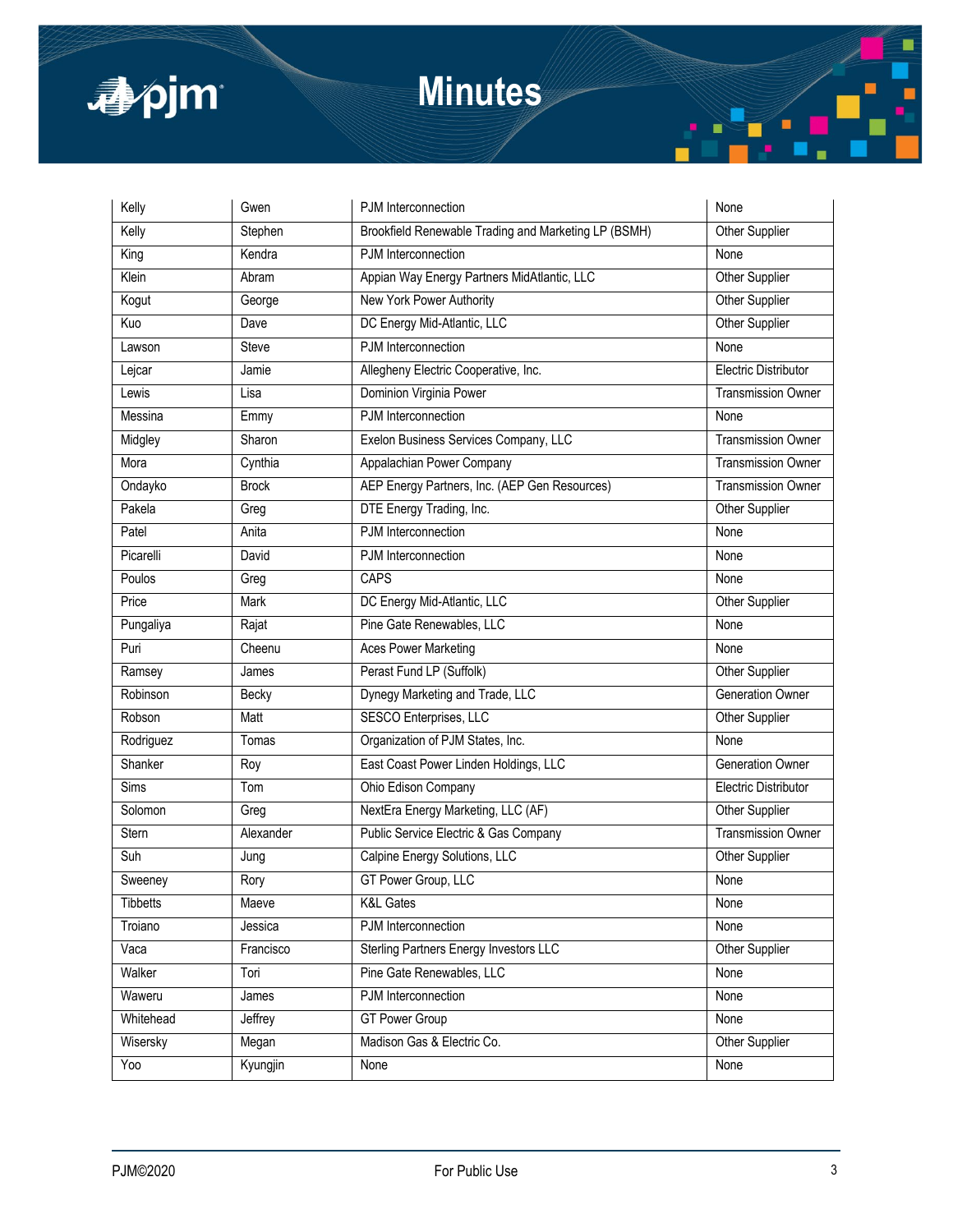| | | | |
|---|---|---|---|
| Kelly | Gwen | PJM Interconnection | None |
| Kelly | Stephen | Brookfield Renewable Trading and Marketing LP (BSMH) | Other Supplier |
| King | Kendra | PJM Interconnection | None |
| Klein | Abram | Appian Way Energy Partners MidAtlantic, LLC | Other Supplier |
| Kogut | George | New York Power Authority | Other Supplier |
| Kuo | Dave | DC Energy Mid-Atlantic, LLC | Other Supplier |
| Lawson | Steve | PJM Interconnection | None |
| Lejcar | Jamie | Allegheny Electric Cooperative, Inc. | Electric Distributor |
| Lewis | Lisa | Dominion Virginia Power | Transmission Owner |
| Messina | Emmy | PJM Interconnection | None |
| Midgley | Sharon | Exelon Business Services Company, LLC | Transmission Owner |
| Mora | Cynthia | Appalachian Power Company | Transmission Owner |
| Ondayko | Brock | AEP Energy Partners, Inc. (AEP Gen Resources) | Transmission Owner |
| Pakela | Greg | DTE Energy Trading, Inc. | Other Supplier |
| Patel | Anita | PJM Interconnection | None |
| Picarelli | David | PJM Interconnection | None |
| Poulos | Greg | CAPS | None |
| Price | Mark | DC Energy Mid-Atlantic, LLC | Other Supplier |
| Pungaliya | Rajat | Pine Gate Renewables, LLC | None |
| Puri | Cheenu | Aces Power Marketing | None |
| Ramsey | James | Perast Fund LP (Suffolk) | Other Supplier |
| Robinson | Becky | Dynegy Marketing and Trade, LLC | Generation Owner |
| Robson | Matt | SESCO Enterprises, LLC | Other Supplier |
| Rodriguez | Tomas | Organization of PJM States, Inc. | None |
| Shanker | Roy | East Coast Power Linden Holdings, LLC | Generation Owner |
| Sims | Tom | Ohio Edison Company | Electric Distributor |
| Solomon | Greg | NextEra Energy Marketing, LLC (AF) | Other Supplier |
| Stern | Alexander | Public Service Electric & Gas Company | Transmission Owner |
| Suh | Jung | Calpine Energy Solutions, LLC | Other Supplier |
| Sweeney | Rory | GT Power Group, LLC | None |
| Tibbetts | Maeve | K&L Gates | None |
| Troiano | Jessica | PJM Interconnection | None |
| Vaca | Francisco | Sterling Partners Energy Investors LLC | Other Supplier |
| Walker | Tori | Pine Gate Renewables, LLC | None |
| Waweru | James | PJM Interconnection | None |
| Whitehead | Jeffrey | GT Power Group | None |
| Wisersky | Megan | Madison Gas & Electric Co. | Other Supplier |
| Yoo | Kyungjin | None | None |